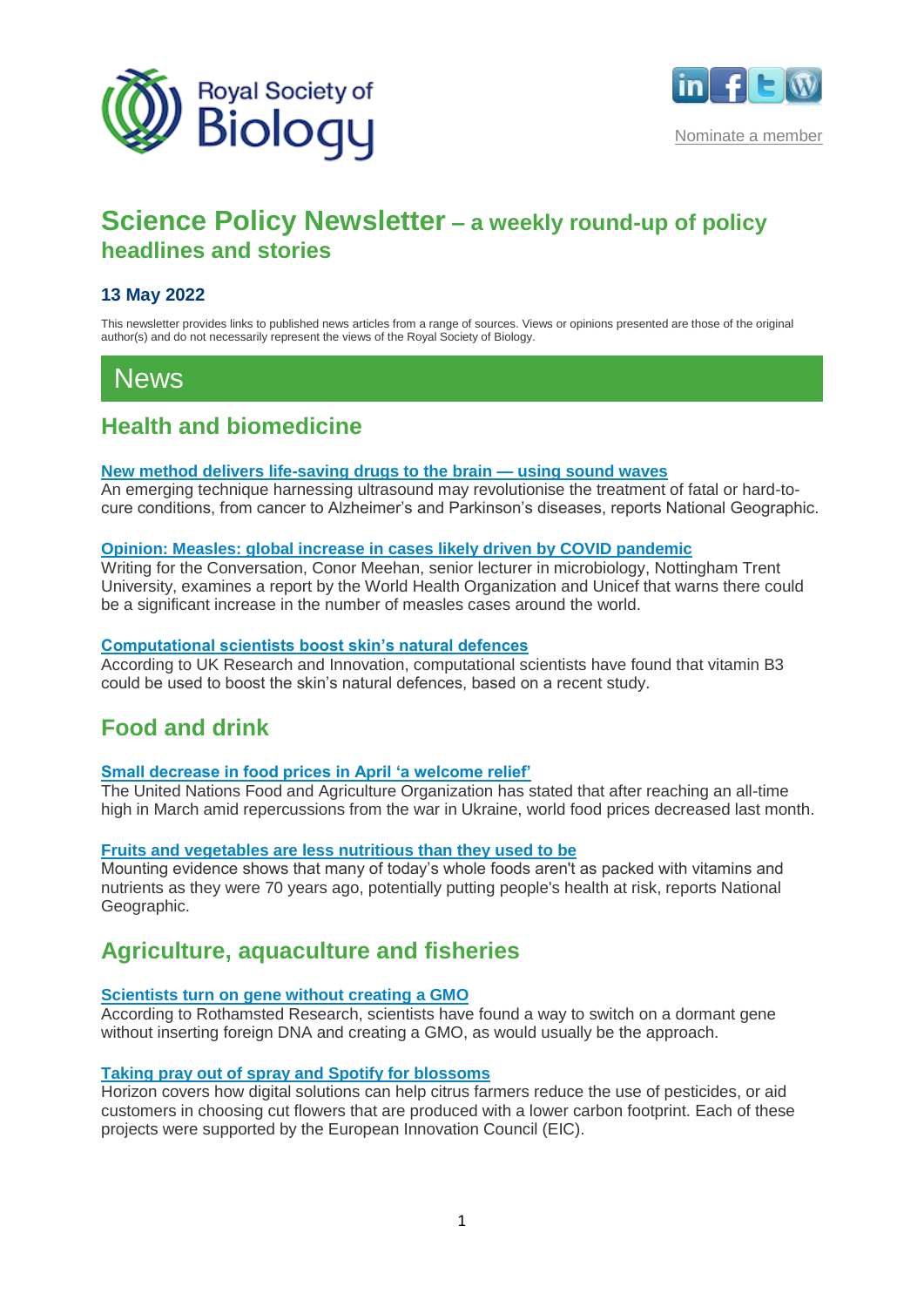Royal Society of Biology

Nominate a member

# Science Policy Newsletter – a weekly round-up of policy headlines and stories

### 13 May 2022

This newsletter provides links to published news articles from a range of sources. Views or opinions presented are those of the original author(s) and do not necessarily represent the views of the Royal Society of Biology.

# News

## Health and biomedicine

**New method delivers life-saving drugs to the brain — using sound waves**
An emerging technique harnessing ultrasound may revolutionise the treatment of fatal or hard-to-cure conditions, from cancer to Alzheimer's and Parkinson's diseases, reports National Geographic.

**Opinion: Measles: global increase in cases likely driven by COVID pandemic**
Writing for the Conversation, Conor Meehan, senior lecturer in microbiology, Nottingham Trent University, examines a report by the World Health Organization and Unicef that warns there could be a significant increase in the number of measles cases around the world.

**Computational scientists boost skin's natural defences**
According to UK Research and Innovation, computational scientists have found that vitamin B3 could be used to boost the skin's natural defences, based on a recent study.

## Food and drink

**Small decrease in food prices in April 'a welcome relief'**
The United Nations Food and Agriculture Organization has stated that after reaching an all-time high in March amid repercussions from the war in Ukraine, world food prices decreased last month.

**Fruits and vegetables are less nutritious than they used to be**
Mounting evidence shows that many of today's whole foods aren't as packed with vitamins and nutrients as they were 70 years ago, potentially putting people's health at risk, reports National Geographic.

## Agriculture, aquaculture and fisheries

**Scientists turn on gene without creating a GMO**
According to Rothamsted Research, scientists have found a way to switch on a dormant gene without inserting foreign DNA and creating a GMO, as would usually be the approach.

**Taking pray out of spray and Spotify for blossoms**
Horizon covers how digital solutions can help citrus farmers reduce the use of pesticides, or aid customers in choosing cut flowers that are produced with a lower carbon footprint. Each of these projects were supported by the European Innovation Council (EIC).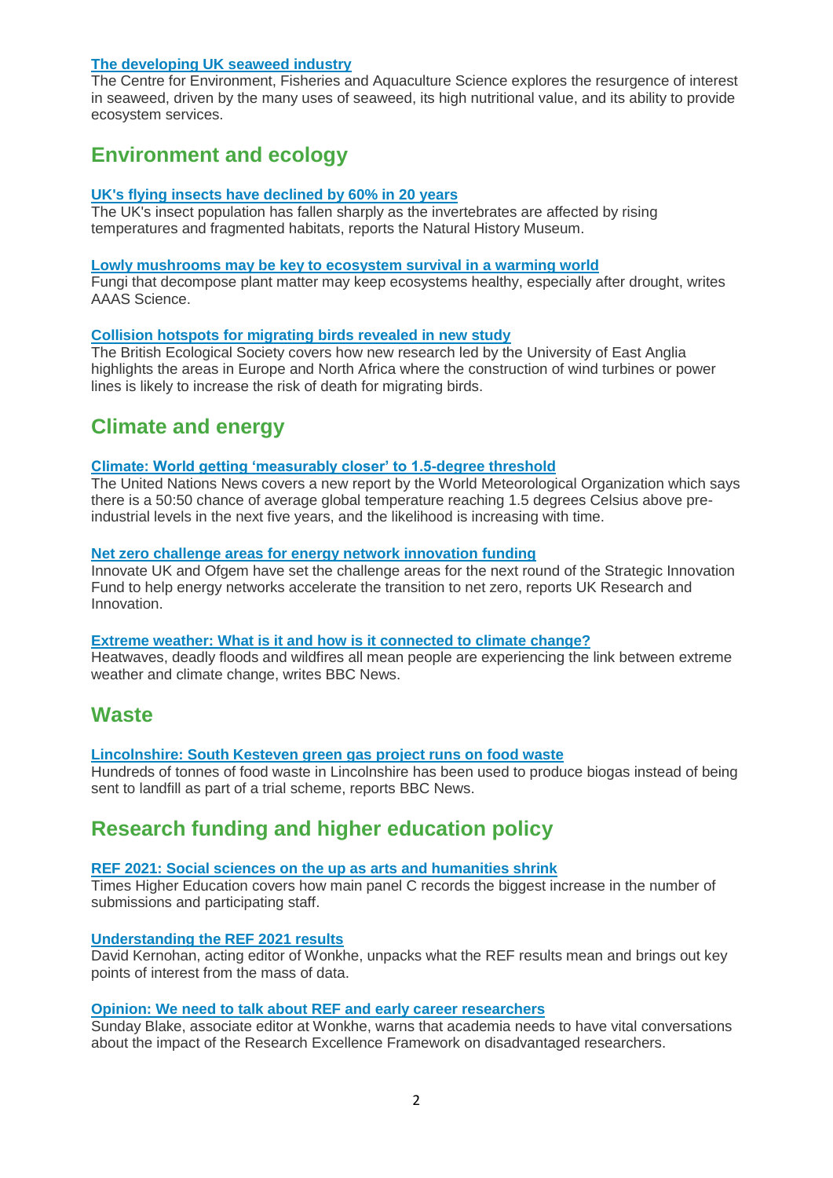**The developing UK seaweed industry**
The Centre for Environment, Fisheries and Aquaculture Science explores the resurgence of interest in seaweed, driven by the many uses of seaweed, its high nutritional value, and its ability to provide ecosystem services.

## Environment and ecology

**UK's flying insects have declined by 60% in 20 years**
The UK's insect population has fallen sharply as the invertebrates are affected by rising temperatures and fragmented habitats, reports the Natural History Museum.

**Lowly mushrooms may be key to ecosystem survival in a warming world**
Fungi that decompose plant matter may keep ecosystems healthy, especially after drought, writes AAAS Science.

**Collision hotspots for migrating birds revealed in new study**
The British Ecological Society covers how new research led by the University of East Anglia highlights the areas in Europe and North Africa where the construction of wind turbines or power lines is likely to increase the risk of death for migrating birds.

## Climate and energy

**Climate: World getting 'measurably closer' to 1.5-degree threshold**
The United Nations News covers a new report by the World Meteorological Organization which says there is a 50:50 chance of average global temperature reaching 1.5 degrees Celsius above pre-industrial levels in the next five years, and the likelihood is increasing with time.

**Net zero challenge areas for energy network innovation funding**
Innovate UK and Ofgem have set the challenge areas for the next round of the Strategic Innovation Fund to help energy networks accelerate the transition to net zero, reports UK Research and Innovation.

**Extreme weather: What is it and how is it connected to climate change?**
Heatwaves, deadly floods and wildfires all mean people are experiencing the link between extreme weather and climate change, writes BBC News.

## Waste

**Lincolnshire: South Kesteven green gas project runs on food waste**
Hundreds of tonnes of food waste in Lincolnshire has been used to produce biogas instead of being sent to landfill as part of a trial scheme, reports BBC News.

## Research funding and higher education policy

**REF 2021: Social sciences on the up as arts and humanities shrink**
Times Higher Education covers how main panel C records the biggest increase in the number of submissions and participating staff.

**Understanding the REF 2021 results**
David Kernohan, acting editor of Wonkhe, unpacks what the REF results mean and brings out key points of interest from the mass of data.

**Opinion: We need to talk about REF and early career researchers**
Sunday Blake, associate editor at Wonkhe, warns that academia needs to have vital conversations about the impact of the Research Excellence Framework on disadvantaged researchers.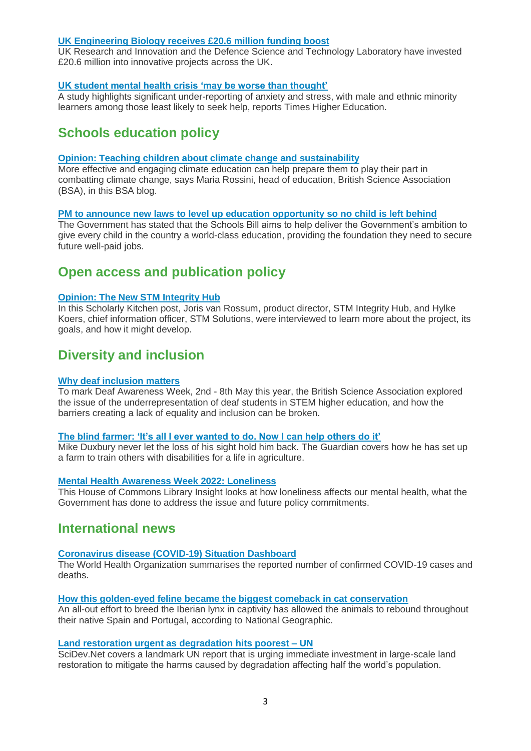**UK Engineering Biology receives £20.6 million funding boost**

UK Research and Innovation and the Defence Science and Technology Laboratory have invested £20.6 million into innovative projects across the UK.

**UK student mental health crisis 'may be worse than thought'**

A study highlights significant under-reporting of anxiety and stress, with male and ethnic minority learners among those least likely to seek help, reports Times Higher Education.

## Schools education policy

**Opinion: Teaching children about climate change and sustainability**

More effective and engaging climate education can help prepare them to play their part in combatting climate change, says Maria Rossini, head of education, British Science Association (BSA), in this BSA blog.

**PM to announce new laws to level up education opportunity so no child is left behind**

The Government has stated that the Schools Bill aims to help deliver the Government's ambition to give every child in the country a world-class education, providing the foundation they need to secure future well-paid jobs.

## Open access and publication policy

**Opinion: The New STM Integrity Hub**

In this Scholarly Kitchen post, Joris van Rossum, product director, STM Integrity Hub, and Hylke Koers, chief information officer, STM Solutions, were interviewed to learn more about the project, its goals, and how it might develop.

## Diversity and inclusion

**Why deaf inclusion matters**

To mark Deaf Awareness Week, 2nd - 8th May this year, the British Science Association explored the issue of the underrepresentation of deaf students in STEM higher education, and how the barriers creating a lack of equality and inclusion can be broken.

**The blind farmer: 'It's all I ever wanted to do. Now I can help others do it'**

Mike Duxbury never let the loss of his sight hold him back. The Guardian covers how he has set up a farm to train others with disabilities for a life in agriculture.

**Mental Health Awareness Week 2022: Loneliness**

This House of Commons Library Insight looks at how loneliness affects our mental health, what the Government has done to address the issue and future policy commitments.

## International news

**Coronavirus disease (COVID-19) Situation Dashboard**

The World Health Organization summarises the reported number of confirmed COVID-19 cases and deaths.

**How this golden-eyed feline became the biggest comeback in cat conservation**

An all-out effort to breed the Iberian lynx in captivity has allowed the animals to rebound throughout their native Spain and Portugal, according to National Geographic.

**Land restoration urgent as degradation hits poorest – UN**

SciDev.Net covers a landmark UN report that is urging immediate investment in large-scale land restoration to mitigate the harms caused by degradation affecting half the world's population.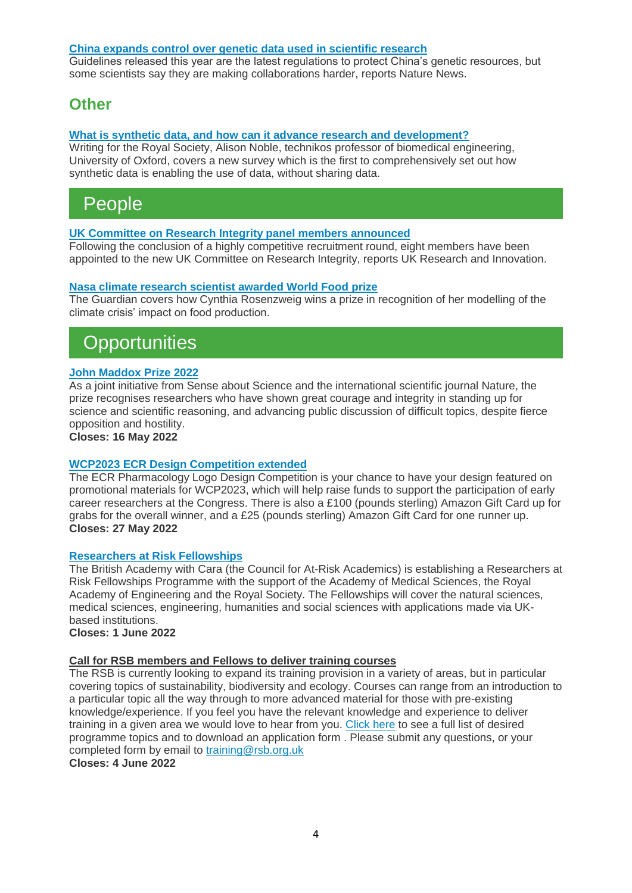**China expands control over genetic data used in scientific research**
Guidelines released this year are the latest regulations to protect China's genetic resources, but some scientists say they are making collaborations harder, reports Nature News.

## Other

**What is synthetic data, and how can it advance research and development?**
Writing for the Royal Society, Alison Noble, technikos professor of biomedical engineering, University of Oxford, covers a new survey which is the first to comprehensively set out how synthetic data is enabling the use of data, without sharing data.

# People

**UK Committee on Research Integrity panel members announced**
Following the conclusion of a highly competitive recruitment round, eight members have been appointed to the new UK Committee on Research Integrity, reports UK Research and Innovation.

**Nasa climate research scientist awarded World Food prize**
The Guardian covers how Cynthia Rosenzweig wins a prize in recognition of her modelling of the climate crisis' impact on food production.

# Opportunities

**John Maddox Prize 2022**
As a joint initiative from Sense about Science and the international scientific journal Nature, the prize recognises researchers who have shown great courage and integrity in standing up for science and scientific reasoning, and advancing public discussion of difficult topics, despite fierce opposition and hostility.
**Closes: 16 May 2022**

**WCP2023 ECR Design Competition extended**
The ECR Pharmacology Logo Design Competition is your chance to have your design featured on promotional materials for WCP2023, which will help raise funds to support the participation of early career researchers at the Congress. There is also a £100 (pounds sterling) Amazon Gift Card up for grabs for the overall winner, and a £25 (pounds sterling) Amazon Gift Card for one runner up.
**Closes: 27 May 2022**

**Researchers at Risk Fellowships**
The British Academy with Cara (the Council for At-Risk Academics) is establishing a Researchers at Risk Fellowships Programme with the support of the Academy of Medical Sciences, the Royal Academy of Engineering and the Royal Society. The Fellowships will cover the natural sciences, medical sciences, engineering, humanities and social sciences with applications made via UK-based institutions.
**Closes: 1 June 2022**

**Call for RSB members and Fellows to deliver training courses**
The RSB is currently looking to expand its training provision in a variety of areas, but in particular covering topics of sustainability, biodiversity and ecology. Courses can range from an introduction to a particular topic all the way through to more advanced material for those with pre-existing knowledge/experience. If you feel you have the relevant knowledge and experience to deliver training in a given area we would love to hear from you. Click here to see a full list of desired programme topics and to download an application form . Please submit any questions, or your completed form by email to training@rsb.org.uk
**Closes: 4 June 2022**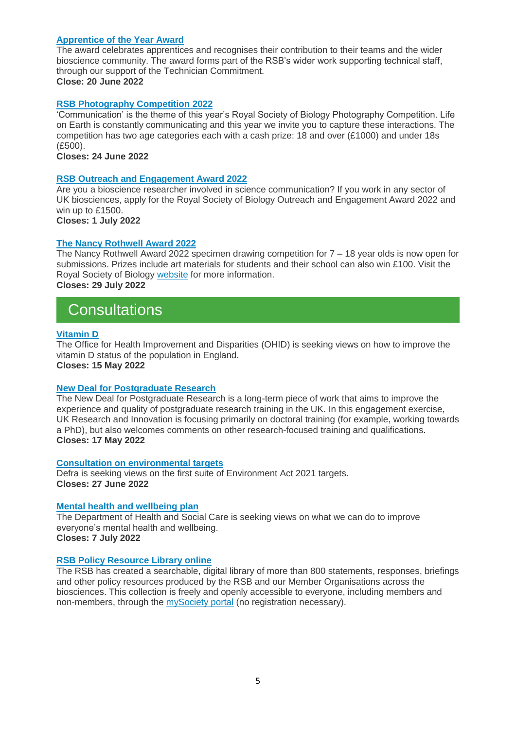### Apprentice of the Year Award

The award celebrates apprentices and recognises their contribution to their teams and the wider bioscience community. The award forms part of the RSB's wider work supporting technical staff, through our support of the Technician Commitment.

**Close: 20 June 2022**

### RSB Photography Competition 2022

'Communication' is the theme of this year's Royal Society of Biology Photography Competition. Life on Earth is constantly communicating and this year we invite you to capture these interactions. The competition has two age categories each with a cash prize: 18 and over (£1000) and under 18s (£500).

**Closes: 24 June 2022**

### RSB Outreach and Engagement Award 2022

Are you a bioscience researcher involved in science communication? If you work in any sector of UK biosciences, apply for the Royal Society of Biology Outreach and Engagement Award 2022 and win up to £1500.

**Closes: 1 July 2022**

### The Nancy Rothwell Award 2022

The Nancy Rothwell Award 2022 specimen drawing competition for 7 – 18 year olds is now open for submissions. Prizes include art materials for students and their school can also win £100. Visit the Royal Society of Biology website for more information.

**Closes: 29 July 2022**

## Consultations

### Vitamin D

The Office for Health Improvement and Disparities (OHID) is seeking views on how to improve the vitamin D status of the population in England.

**Closes: 15 May 2022**

### New Deal for Postgraduate Research

The New Deal for Postgraduate Research is a long-term piece of work that aims to improve the experience and quality of postgraduate research training in the UK. In this engagement exercise, UK Research and Innovation is focusing primarily on doctoral training (for example, working towards a PhD), but also welcomes comments on other research-focused training and qualifications.

**Closes: 17 May 2022**

### Consultation on environmental targets

Defra is seeking views on the first suite of Environment Act 2021 targets.

**Closes: 27 June 2022**

### Mental health and wellbeing plan

The Department of Health and Social Care is seeking views on what we can do to improve everyone's mental health and wellbeing.

**Closes: 7 July 2022**

### RSB Policy Resource Library online

The RSB has created a searchable, digital library of more than 800 statements, responses, briefings and other policy resources produced by the RSB and our Member Organisations across the biosciences. This collection is freely and openly accessible to everyone, including members and non-members, through the mySociety portal (no registration necessary).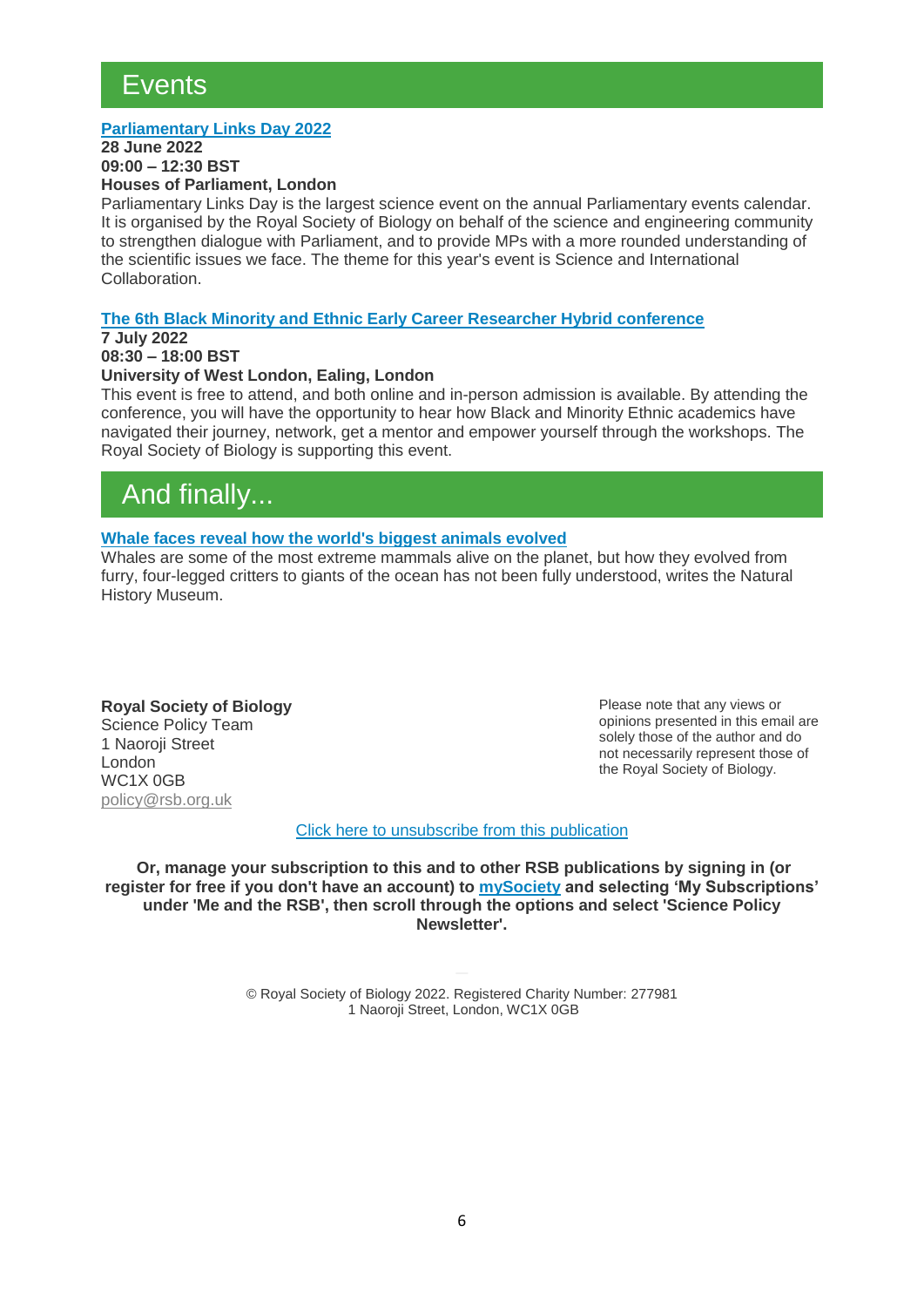## Events

**[Parliamentary Links Day 2022]**
**28 June 2022**
**09:00 – 12:30 BST**
**Houses of Parliament, London**
Parliamentary Links Day is the largest science event on the annual Parliamentary events calendar. It is organised by the Royal Society of Biology on behalf of the science and engineering community to strengthen dialogue with Parliament, and to provide MPs with a more rounded understanding of the scientific issues we face. The theme for this year's event is Science and International Collaboration.

**[The 6th Black Minority and Ethnic Early Career Researcher Hybrid conference]**
**7 July 2022**
**08:30 – 18:00 BST**
**University of West London, Ealing, London**
This event is free to attend, and both online and in-person admission is available. By attending the conference, you will have the opportunity to hear how Black and Minority Ethnic academics have navigated their journey, network, get a mentor and empower yourself through the workshops. The Royal Society of Biology is supporting this event.

## And finally...

**[Whale faces reveal how the world's biggest animals evolved]**
Whales are some of the most extreme mammals alive on the planet, but how they evolved from furry, four-legged critters to giants of the ocean has not been fully understood, writes the Natural History Museum.

**Royal Society of Biology**
Science Policy Team
1 Naoroji Street
London
WC1X 0GB
policy@rsb.org.uk

Please note that any views or opinions presented in this email are solely those of the author and do not necessarily represent those of the Royal Society of Biology.

Click here to unsubscribe from this publication

**Or, manage your subscription to this and to other RSB publications by signing in (or register for free if you don't have an account) to mySociety and selecting 'My Subscriptions' under 'Me and the RSB', then scroll through the options and select 'Science Policy Newsletter'.**

© Royal Society of Biology 2022. Registered Charity Number: 277981
1 Naoroji Street, London, WC1X 0GB